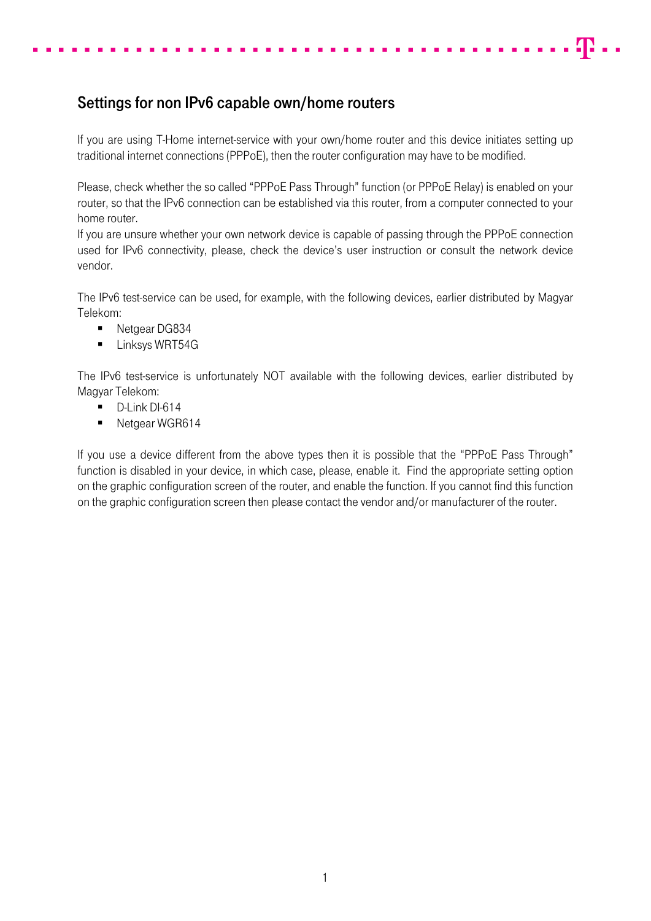## Settings for non IPv6 capable own/home routers

If you are using T-Home internet-service with your own/home router and this device initiates setting up traditional internet connections (PPPoE), then the router configuration may have to be modified.

Please, check whether the so called "PPPoE Pass Through" function (or PPPoE Relay) is enabled on your router, so that the IPv6 connection can be established via this router, from a computer connected to your home router.
If you are unsure whether your own network device is capable of passing through the PPPoE connection used for IPv6 connectivity, please, check the device's user instruction or consult the network device vendor.

The IPv6 test-service can be used, for example, with the following devices, earlier distributed by Magyar Telekom:

- Netgear DG834
- Linksys WRT54G

The IPv6 test-service is unfortunately NOT available with the following devices, earlier distributed by Magyar Telekom:

- D-Link DI-614
- Netgear WGR614

If you use a device different from the above types then it is possible that the "PPPoE Pass Through" function is disabled in your device, in which case, please, enable it. Find the appropriate setting option on the graphic configuration screen of the router, and enable the function. If you cannot find this function on the graphic configuration screen then please contact the vendor and/or manufacturer of the router.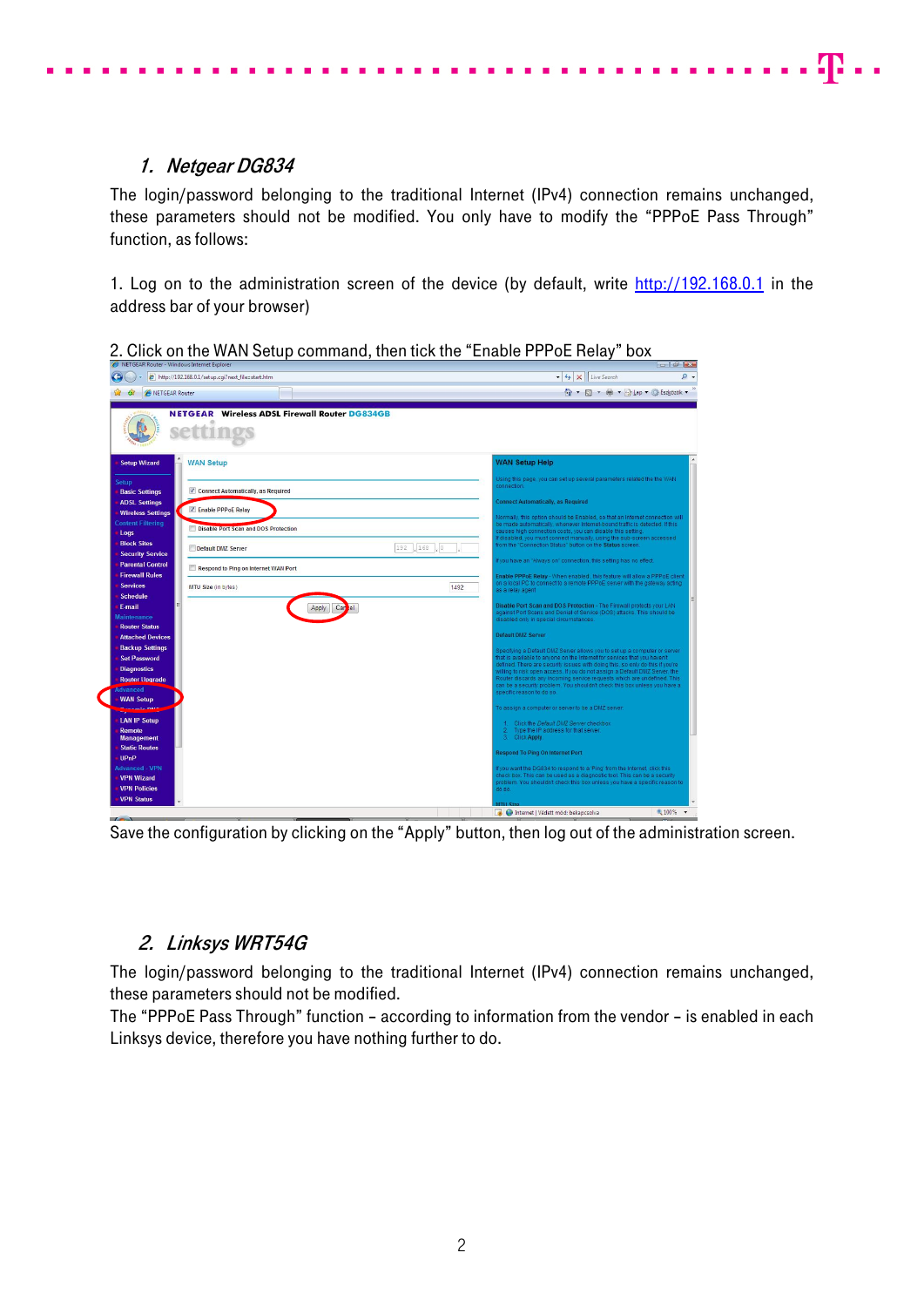## 1. *Netgear DG834*

The login/password belonging to the traditional Internet (IPv4) connection remains unchanged, these parameters should not be modified. You only have to modify the "PPPoE Pass Through" function, as follows:

1. Log on to the administration screen of the device (by default, write http://192.168.0.1 in the address bar of your browser)

2. Click on the WAN Setup command, then tick the "Enable PPPoE Relay" box

Save the configuration by clicking on the "Apply" button, then log out of the administration screen.

## 2. *Linksys WRT54G*

The login/password belonging to the traditional Internet (IPv4) connection remains unchanged, these parameters should not be modified.

The "PPPoE Pass Through" function – according to information from the vendor – is enabled in each Linksys device, therefore you have nothing further to do.